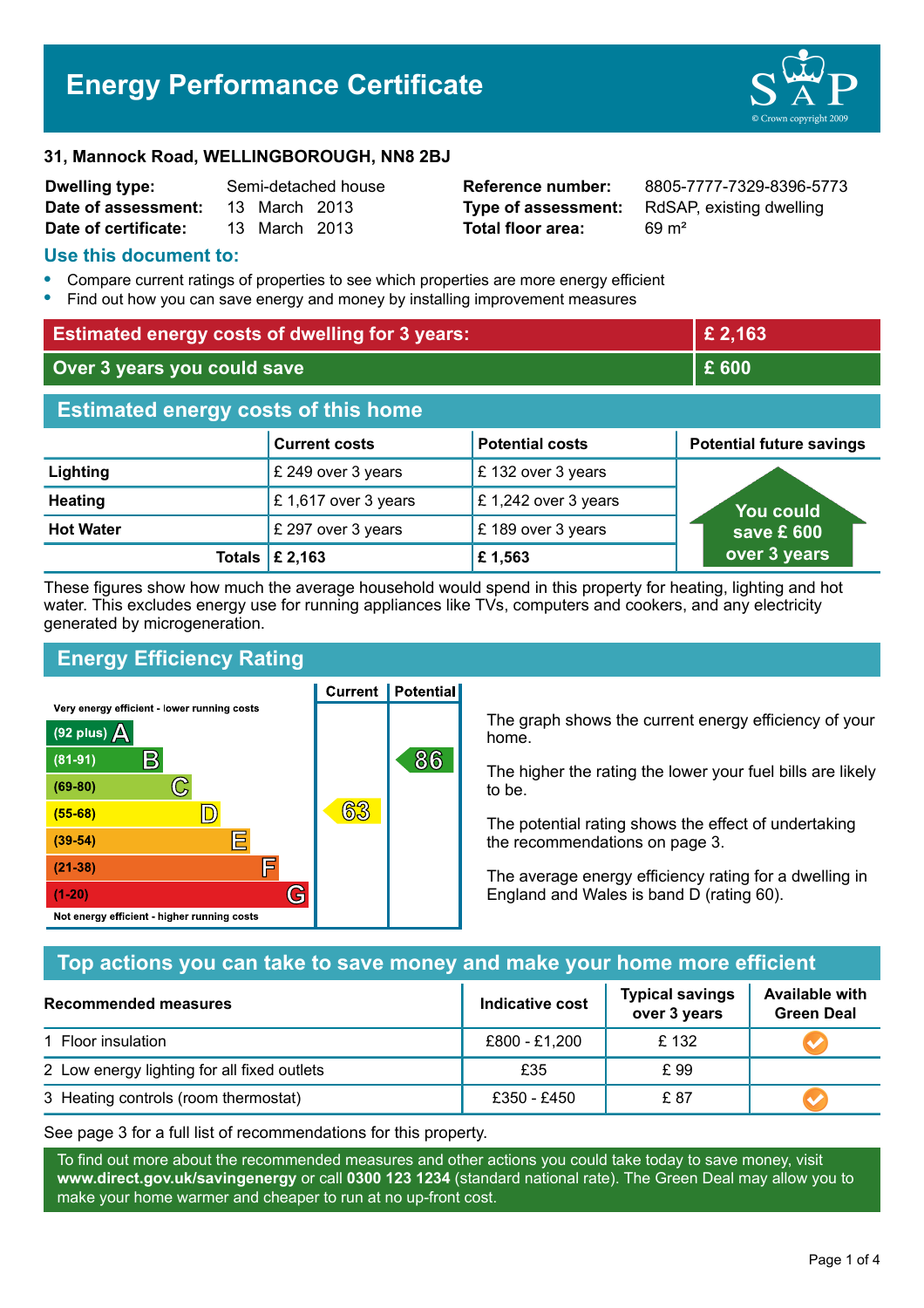# Energy Performance Certificate

**31, Mannock Road, WELLINGBOROUGH, NN8 2BJ**

| | | | |
|---|---|---|---|
| **Dwelling type:** | Semi-detached house | **Reference number:** | 8805-7777-7329-8396-5773 |
| **Date of assessment:** | 13 March 2013 | **Type of assessment:** | RdSAP, existing dwelling |
| **Date of certificate:** | 13 March 2013 | **Total floor area:** | 69 m² |

## Use this document to:

- Compare current ratings of properties to see which properties are more energy efficient
- Find out how you can save energy and money by installing improvement measures

| | |
|---|---|
| **Estimated energy costs of dwelling for 3 years:** | **£ 2,163** |
| **Over 3 years you could save** | **£ 600** |

## Estimated energy costs of this home

| | Current costs | Potential costs | Potential future savings |
|---|---|---|---|
| **Lighting** | £ 249 over 3 years | £ 132 over 3 years | You could save £ 600 over 3 years |
| **Heating** | £ 1,617 over 3 years | £ 1,242 over 3 years | |
| **Hot Water** | £ 297 over 3 years | £ 189 over 3 years | |
| **Totals** | **£ 2,163** | **£ 1,563** | |

These figures show how much the average household would spend in this property for heating, lighting and hot water. This excludes energy use for running appliances like TVs, computers and cookers, and any electricity generated by microgeneration.

## Energy Efficiency Rating

| Rating band | Current | Potential |
|---|---|---|
| Very energy efficient - lower running costs | | |
| (92 plus) A | | |
| (81-91) B | | 86 |
| (69-80) C | | |
| (55-68) D | 63 | |
| (39-54) E | | |
| (21-38) F | | |
| (1-20) G | | |
| Not energy efficient - higher running costs | | |

The graph shows the current energy efficiency of your home.

The higher the rating the lower your fuel bills are likely to be.

The potential rating shows the effect of undertaking the recommendations on page 3.

The average energy efficiency rating for a dwelling in England and Wales is band D (rating 60).

## Top actions you can take to save money and make your home more efficient

| Recommended measures | Indicative cost | Typical savings over 3 years | Available with Green Deal |
|---|---|---|---|
| 1 Floor insulation | £800 - £1,200 | £ 132 | ✓ |
| 2 Low energy lighting for all fixed outlets | £35 | £ 99 | |
| 3 Heating controls (room thermostat) | £350 - £450 | £ 87 | ✓ |

See page 3 for a full list of recommendations for this property.

To find out more about the recommended measures and other actions you could take today to save money, visit **www.direct.gov.uk/savingenergy** or call **0300 123 1234** (standard national rate). The Green Deal may allow you to make your home warmer and cheaper to run at no up-front cost.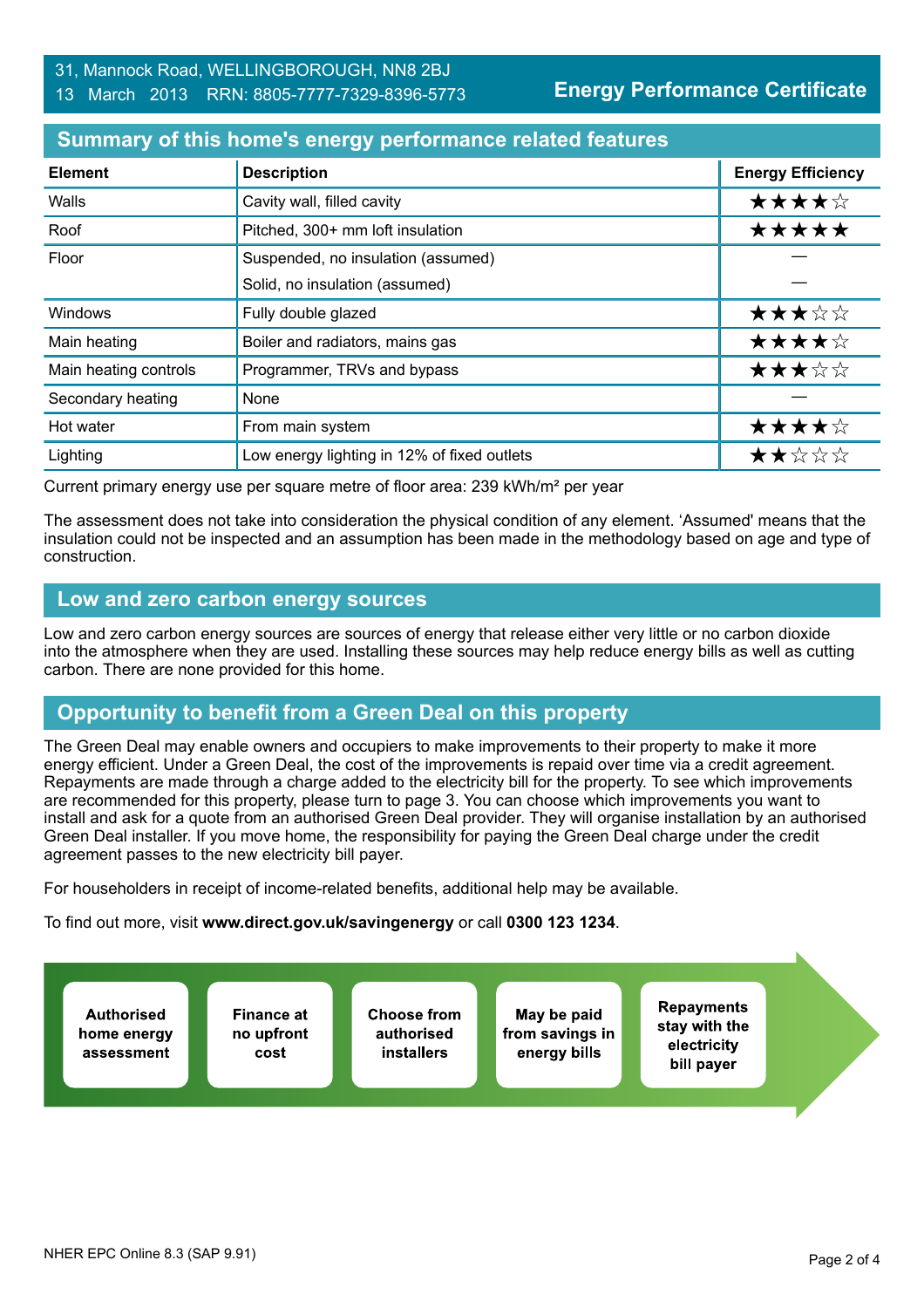31, Mannock Road, WELLINGBOROUGH, NN8 2BJ
13 March 2013 RRN: 8805-7777-7329-8396-5773

**Energy Performance Certificate**

## Summary of this home's energy performance related features

| Element | Description | Energy Efficiency |
|---|---|---|
| Walls | Cavity wall, filled cavity | ★★★★☆ |
| Roof | Pitched, 300+ mm loft insulation | ★★★★★ |
| Floor | Suspended, no insulation (assumed) | — |
| | Solid, no insulation (assumed) | — |
| Windows | Fully double glazed | ★★★☆☆ |
| Main heating | Boiler and radiators, mains gas | ★★★★☆ |
| Main heating controls | Programmer, TRVs and bypass | ★★★☆☆ |
| Secondary heating | None | — |
| Hot water | From main system | ★★★★☆ |
| Lighting | Low energy lighting in 12% of fixed outlets | ★★☆☆☆ |

Current primary energy use per square metre of floor area: 239 kWh/m² per year

The assessment does not take into consideration the physical condition of any element. 'Assumed' means that the insulation could not be inspected and an assumption has been made in the methodology based on age and type of construction.

## Low and zero carbon energy sources

Low and zero carbon energy sources are sources of energy that release either very little or no carbon dioxide into the atmosphere when they are used. Installing these sources may help reduce energy bills as well as cutting carbon. There are none provided for this home.

## Opportunity to benefit from a Green Deal on this property

The Green Deal may enable owners and occupiers to make improvements to their property to make it more energy efficient. Under a Green Deal, the cost of the improvements is repaid over time via a credit agreement. Repayments are made through a charge added to the electricity bill for the property. To see which improvements are recommended for this property, please turn to page 3. You can choose which improvements you want to install and ask for a quote from an authorised Green Deal provider. They will organise installation by an authorised Green Deal installer. If you move home, the responsibility for paying the Green Deal charge under the credit agreement passes to the new electricity bill payer.

For householders in receipt of income-related benefits, additional help may be available.

To find out more, visit **www.direct.gov.uk/savingenergy** or call **0300 123 1234**.

**Authorised home energy assessment** → **Finance at no upfront cost** → **Choose from authorised installers** → **May be paid from savings in energy bills** → **Repayments stay with the electricity bill payer**

NHER EPC Online 8.3 (SAP 9.91)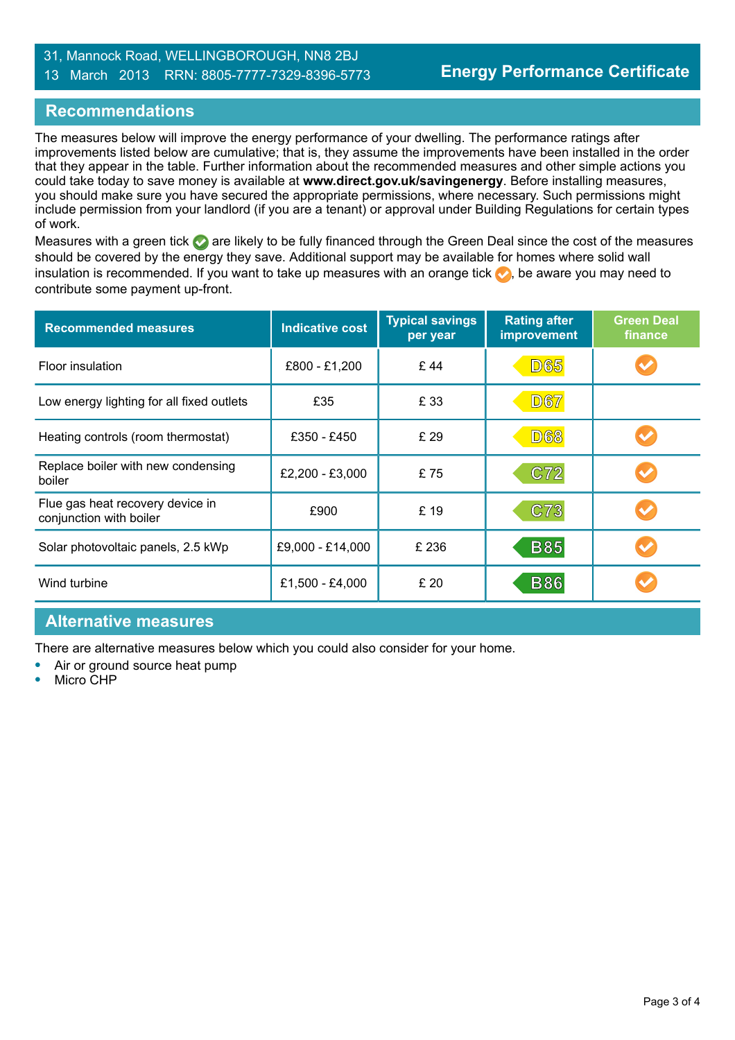31, Mannock Road, WELLINGBOROUGH, NN8 2BJ
13 March 2013 RRN: 8805-7777-7329-8396-5773

**Energy Performance Certificate**

## Recommendations

The measures below will improve the energy performance of your dwelling. The performance ratings after improvements listed below are cumulative; that is, they assume the improvements have been installed in the order that they appear in the table. Further information about the recommended measures and other simple actions you could take today to save money is available at **www.direct.gov.uk/savingenergy**. Before installing measures, you should make sure you have secured the appropriate permissions, where necessary. Such permissions might include permission from your landlord (if you are a tenant) or approval under Building Regulations for certain types of work.

Measures with a green tick are likely to be fully financed through the Green Deal since the cost of the measures should be covered by the energy they save. Additional support may be available for homes where solid wall insulation is recommended. If you want to take up measures with an orange tick, be aware you may need to contribute some payment up-front.

| Recommended measures | Indicative cost | Typical savings per year | Rating after improvement | Green Deal finance |
|---|---|---|---|---|
| Floor insulation | £800 - £1,200 | £ 44 | D65 | Orange tick |
| Low energy lighting for all fixed outlets | £35 | £ 33 | D67 | |
| Heating controls (room thermostat) | £350 - £450 | £ 29 | D68 | Orange tick |
| Replace boiler with new condensing boiler | £2,200 - £3,000 | £ 75 | C72 | Orange tick |
| Flue gas heat recovery device in conjunction with boiler | £900 | £ 19 | C73 | Orange tick |
| Solar photovoltaic panels, 2.5 kWp | £9,000 - £14,000 | £ 236 | B85 | Orange tick |
| Wind turbine | £1,500 - £4,000 | £ 20 | B86 | Orange tick |

## Alternative measures

There are alternative measures below which you could also consider for your home.

- Air or ground source heat pump
- Micro CHP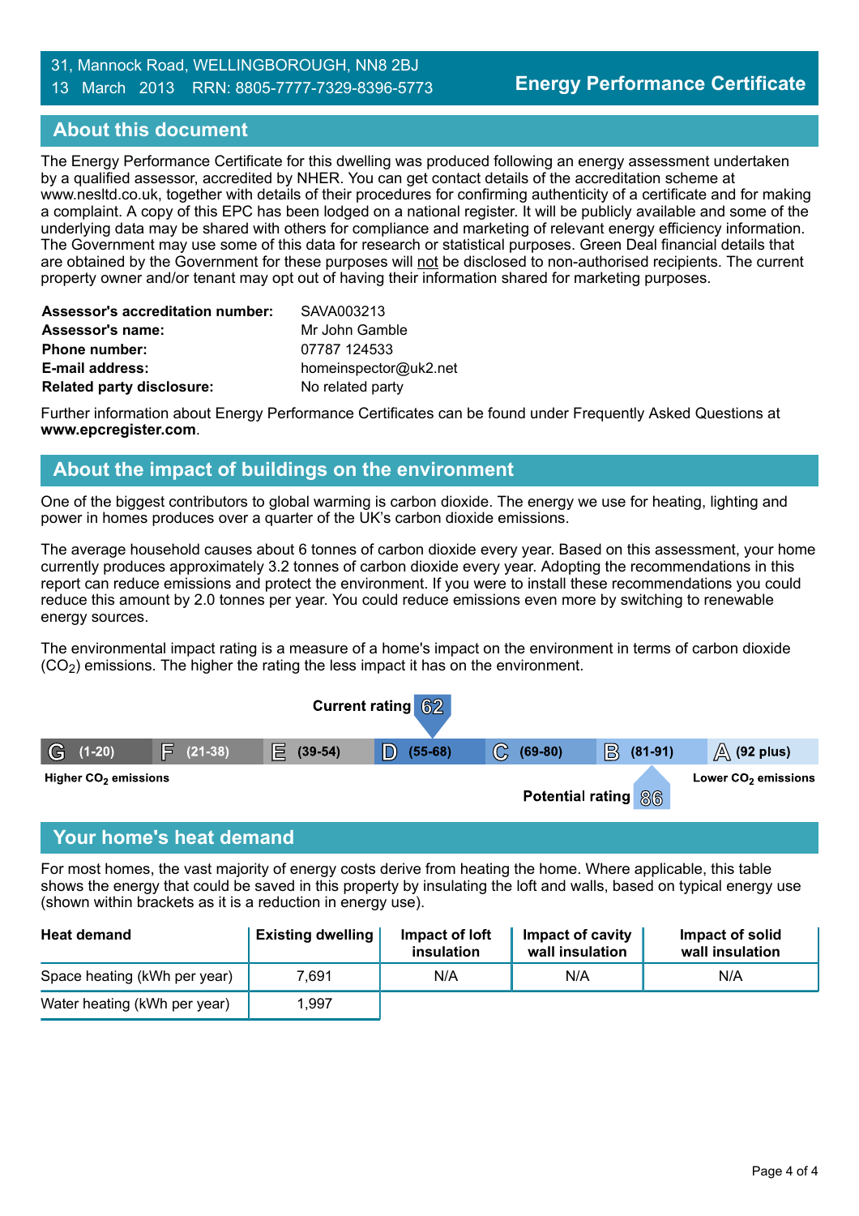31, Mannock Road, WELLINGBOROUGH, NN8 2BJ
13 March 2013 RRN: 8805-7777-7329-8396-5773

**Energy Performance Certificate**

## About this document

The Energy Performance Certificate for this dwelling was produced following an energy assessment undertaken by a qualified assessor, accredited by NHER. You can get contact details of the accreditation scheme at www.nesltd.co.uk, together with details of their procedures for confirming authenticity of a certificate and for making a complaint. A copy of this EPC has been lodged on a national register. It will be publicly available and some of the underlying data may be shared with others for compliance and marketing of relevant energy efficiency information. The Government may use some of this data for research or statistical purposes. Green Deal financial details that are obtained by the Government for these purposes will not be disclosed to non-authorised recipients. The current property owner and/or tenant may opt out of having their information shared for marketing purposes.

| | |
|---|---|
| **Assessor's accreditation number:** | SAVA003213 |
| **Assessor's name:** | Mr John Gamble |
| **Phone number:** | 07787 124533 |
| **E-mail address:** | homeinspector@uk2.net |
| **Related party disclosure:** | No related party |

Further information about Energy Performance Certificates can be found under Frequently Asked Questions at **www.epcregister.com**.

## About the impact of buildings on the environment

One of the biggest contributors to global warming is carbon dioxide. The energy we use for heating, lighting and power in homes produces over a quarter of the UK's carbon dioxide emissions.

The average household causes about 6 tonnes of carbon dioxide every year. Based on this assessment, your home currently produces approximately 3.2 tonnes of carbon dioxide every year. Adopting the recommendations in this report can reduce emissions and protect the environment. If you were to install these recommendations you could reduce this amount by 2.0 tonnes per year. You could reduce emissions even more by switching to renewable energy sources.

The environmental impact rating is a measure of a home's impact on the environment in terms of carbon dioxide ($CO_2$) emissions. The higher the rating the less impact it has on the environment.

Current rating 62

G (1-20) F (21-38) E (39-54) D (55-68) C (69-80) B (81-91) A (92 plus)

Higher $CO_2$ emissions

Lower $CO_2$ emissions

Potential rating 86

## Your home's heat demand

For most homes, the vast majority of energy costs derive from heating the home. Where applicable, this table shows the energy that could be saved in this property by insulating the loft and walls, based on typical energy use (shown within brackets as it is a reduction in energy use).

| Heat demand | Existing dwelling | Impact of loft insulation | Impact of cavity wall insulation | Impact of solid wall insulation |
|---|---|---|---|---|
| Space heating (kWh per year) | 7,691 | N/A | N/A | N/A |
| Water heating (kWh per year) | 1,997 | | | |